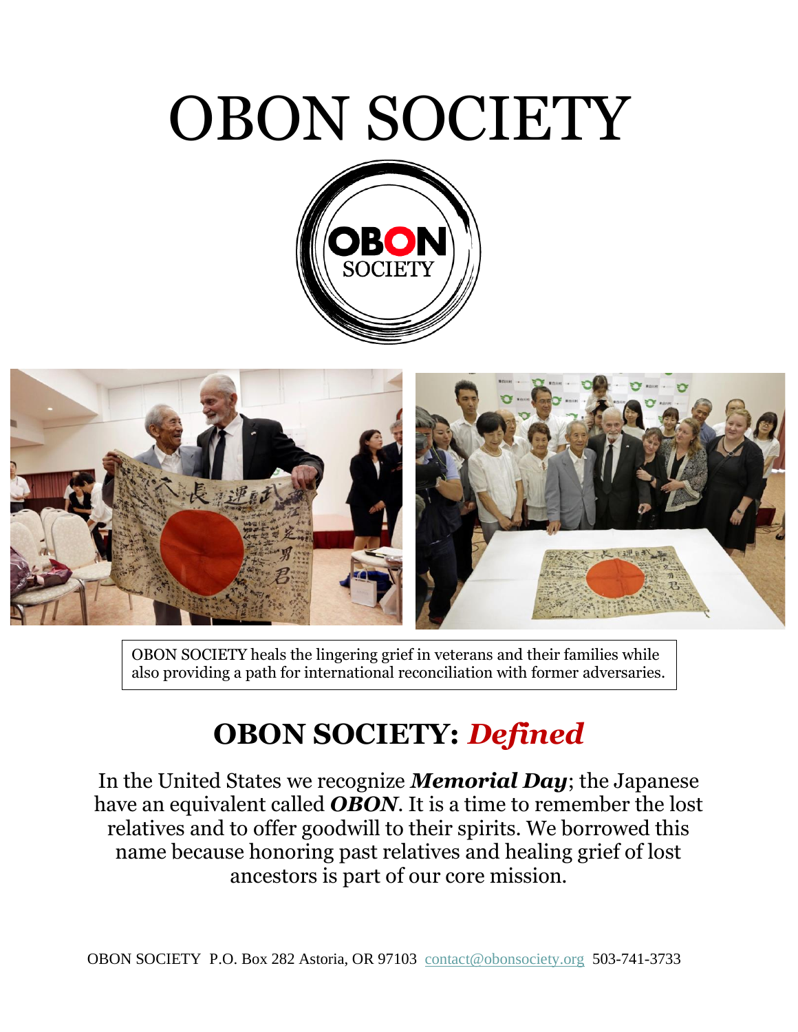# OBON SOCIETY

OBON SOCIETY heals the lingering grief in veterans and their families while also providing a path for international reconciliation with former adversaries.

## OBON SOCIETY: *Defined*

In the United States we recognize ***Memorial Day***; the Japanese have an equivalent called ***OBON***. It is a time to remember the lost relatives and to offer goodwill to their spirits. We borrowed this name because honoring past relatives and healing grief of lost ancestors is part of our core mission.

OBON SOCIETY P.O. Box 282 Astoria, OR 97103 contact@obonsociety.org 503-741-3733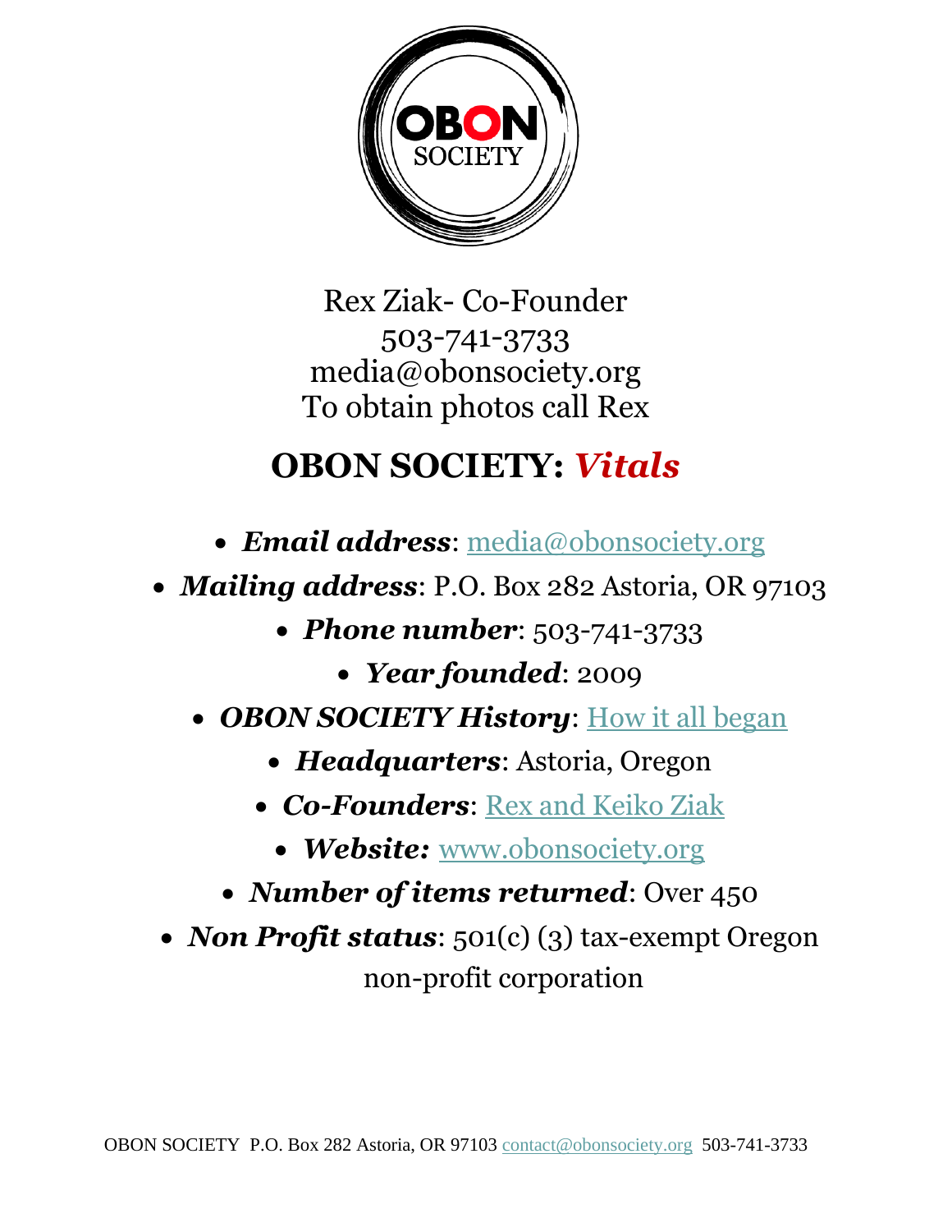OBON SOCIETY

Rex Ziak- Co-Founder
503-741-3733
media@obonsociety.org
To obtain photos call Rex

# OBON SOCIETY: *Vitals*

- ***Email address***: media@obonsociety.org
- ***Mailing address***: P.O. Box 282 Astoria, OR 97103
- ***Phone number***: 503-741-3733
- ***Year founded***: 2009
- ***OBON SOCIETY History***: How it all began
- ***Headquarters***: Astoria, Oregon
- ***Co-Founders***: Rex and Keiko Ziak
- ***Website:*** www.obonsociety.org
- ***Number of items returned***: Over 450
- ***Non Profit status***: 501(c) (3) tax-exempt Oregon non-profit corporation

OBON SOCIETY P.O. Box 282 Astoria, OR 97103 contact@obonsociety.org 503-741-3733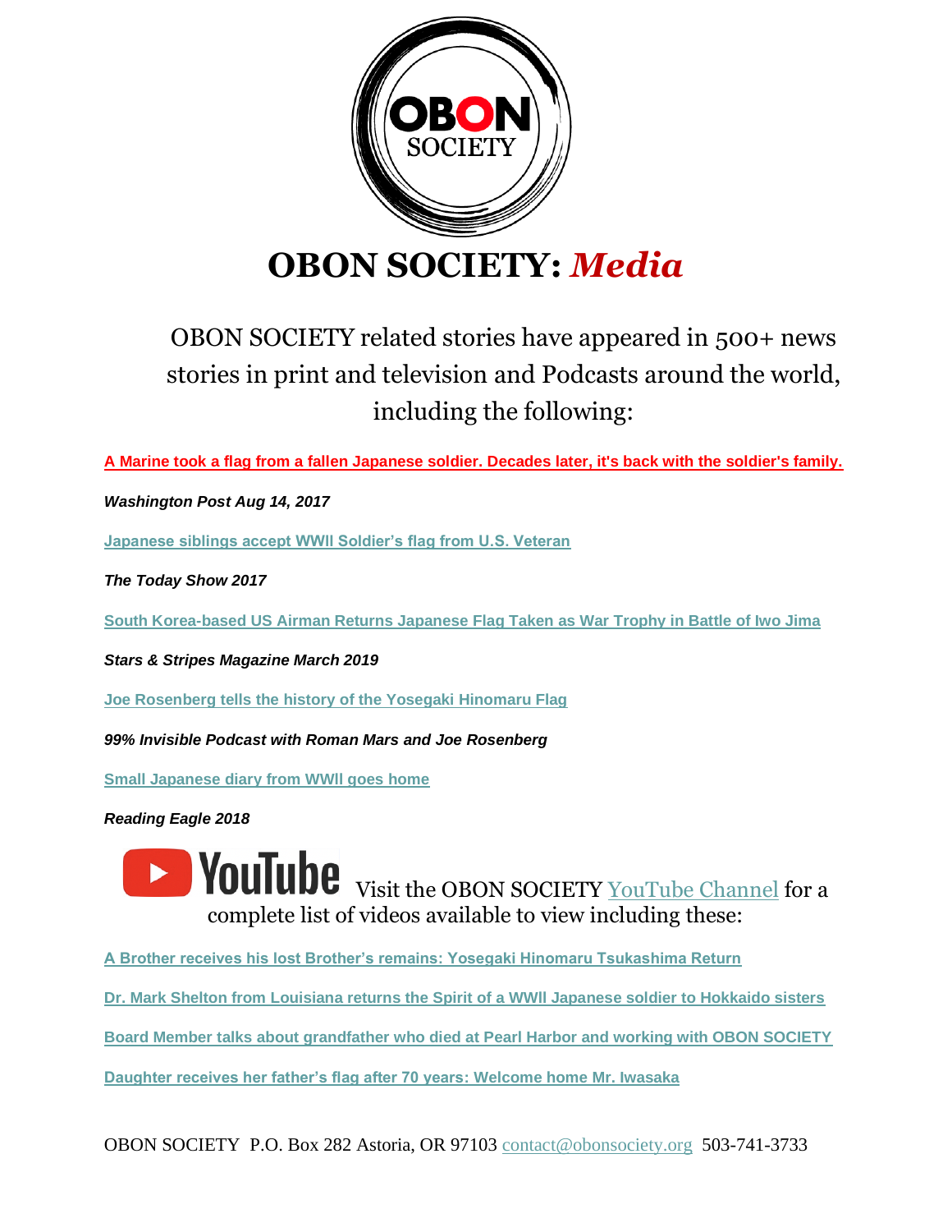# OBON SOCIETY: *Media*

OBON SOCIETY related stories have appeared in 500+ news stories in print and television and Podcasts around the world, including the following:

**A Marine took a flag from a fallen Japanese soldier. Decades later, it's back with the soldier's family.**

***Washington Post Aug 14, 2017***

**Japanese siblings accept WWII Soldier's flag from U.S. Veteran**

***The Today Show 2017***

**South Korea-based US Airman Returns Japanese Flag Taken as War Trophy in Battle of Iwo Jima**

***Stars & Stripes Magazine March 2019***

**Joe Rosenberg tells the history of the Yosegaki Hinomaru Flag**

***99% Invisible Podcast with Roman Mars and Joe Rosenberg***

**Small Japanese diary from WWII goes home**

***Reading Eagle 2018***

YouTube Visit the OBON SOCIETY YouTube Channel for a complete list of videos available to view including these:

**A Brother receives his lost Brother's remains: Yosegaki Hinomaru Tsukashima Return**

**Dr. Mark Shelton from Louisiana returns the Spirit of a WWII Japanese soldier to Hokkaido sisters**

**Board Member talks about grandfather who died at Pearl Harbor and working with OBON SOCIETY**

**Daughter receives her father's flag after 70 years: Welcome home Mr. Iwasaka**

OBON SOCIETY P.O. Box 282 Astoria, OR 97103 contact@obonsociety.org 503-741-3733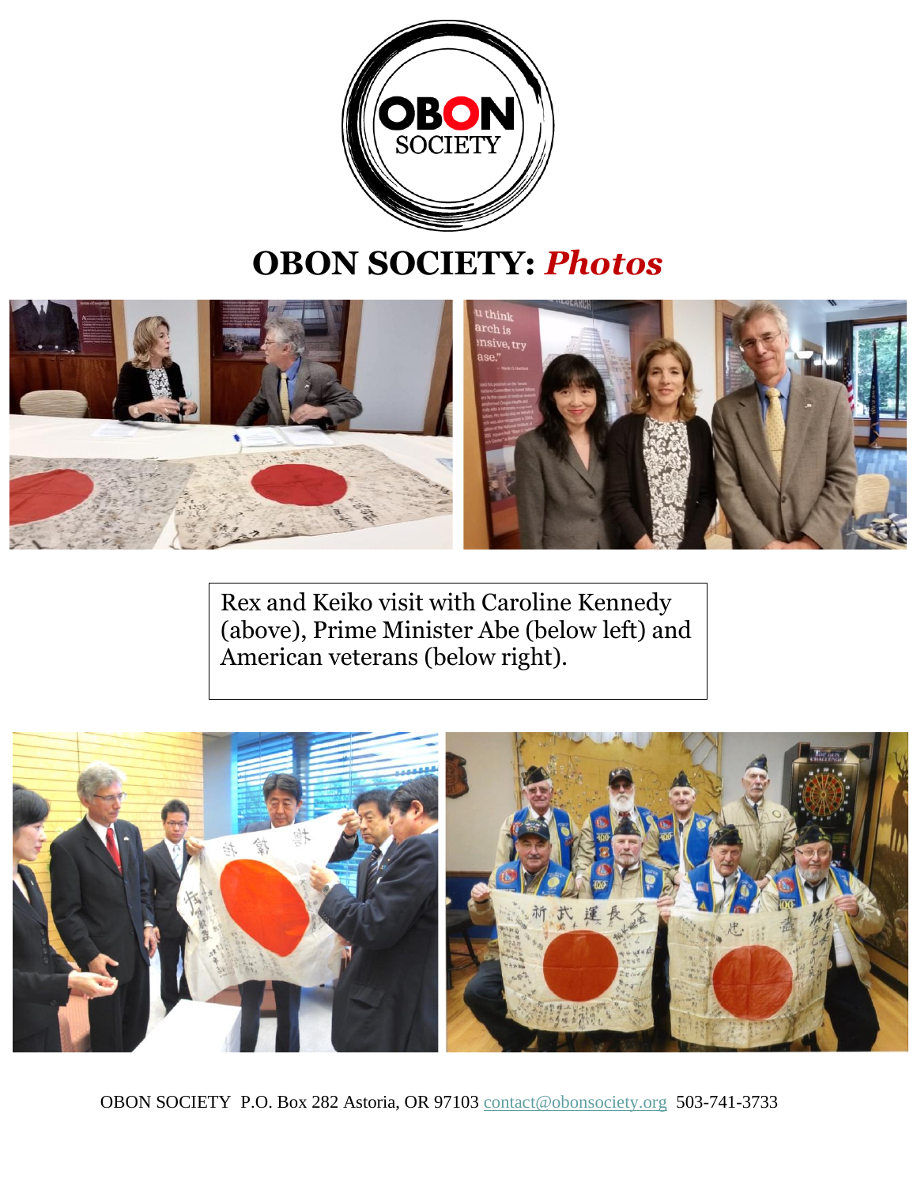# OBON SOCIETY: *Photos*

Rex and Keiko visit with Caroline Kennedy (above), Prime Minister Abe (below left) and American veterans (below right).

OBON SOCIETY P.O. Box 282 Astoria, OR 97103 contact@obonsociety.org 503-741-3733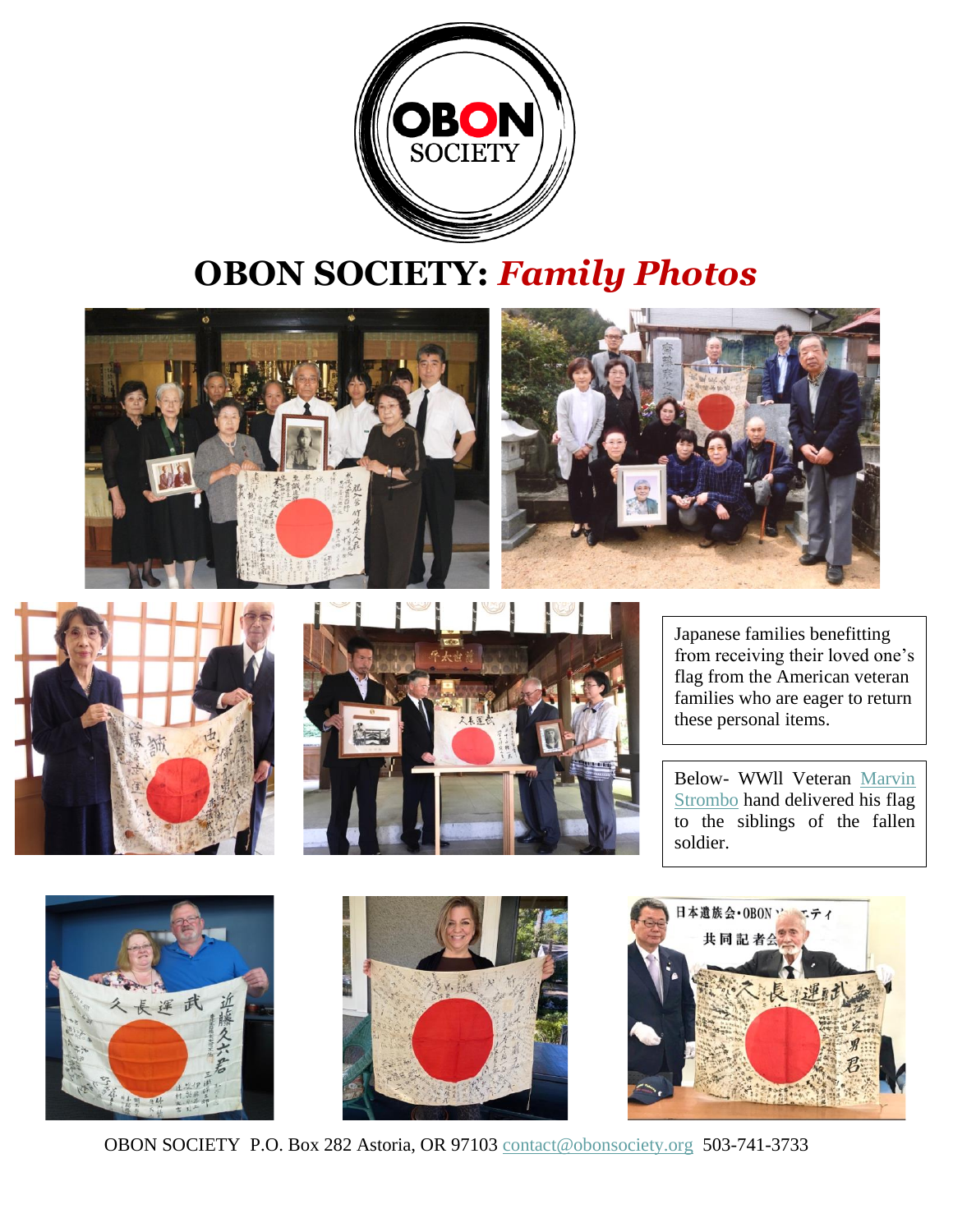# OBON SOCIETY: *Family Photos*

Japanese families benefitting from receiving their loved one's flag from the American veteran families who are eager to return these personal items.

Below- WWll Veteran Marvin Strombo hand delivered his flag to the siblings of the fallen soldier.

OBON SOCIETY P.O. Box 282 Astoria, OR 97103 contact@obonsociety.org 503-741-3733